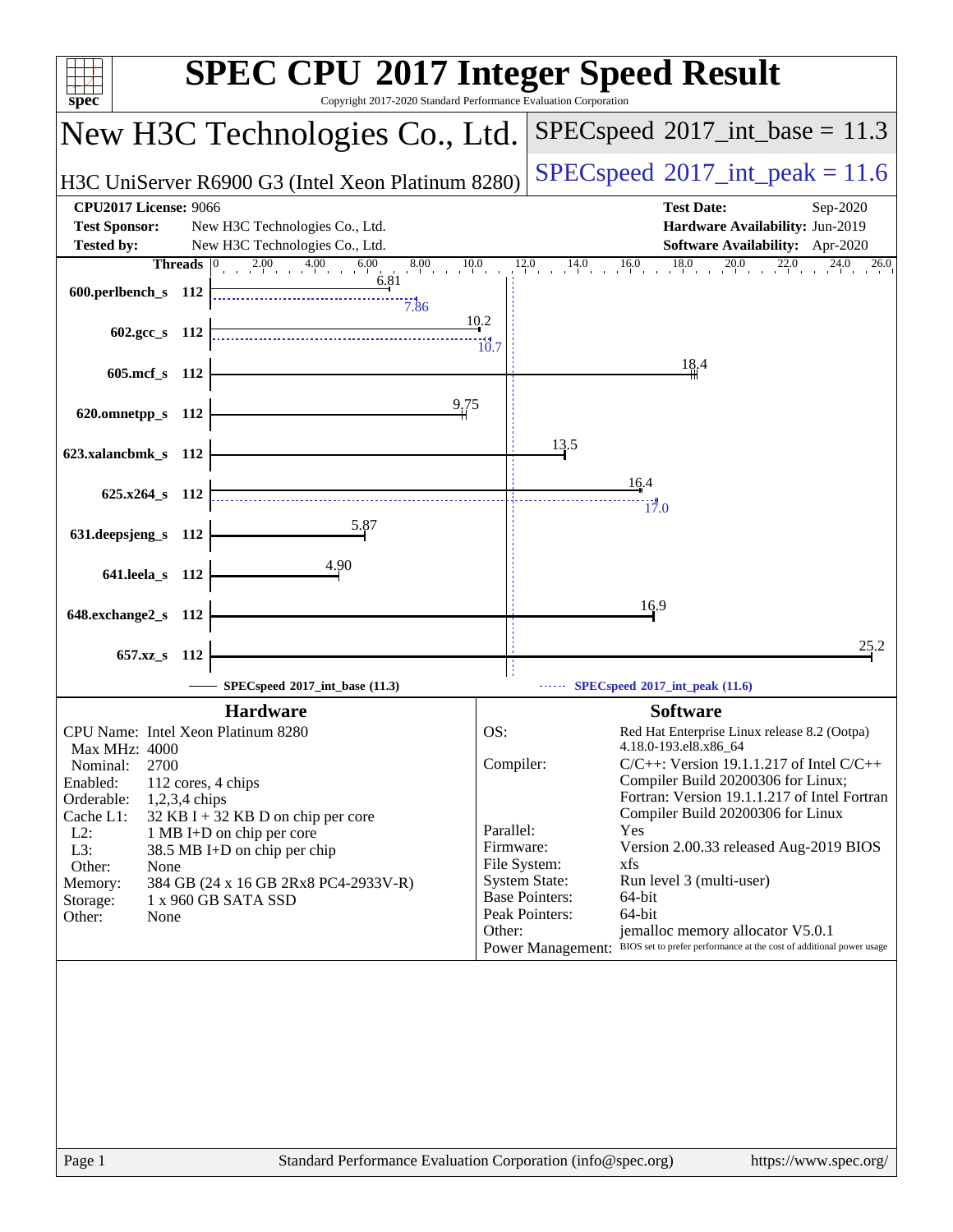# SPEC CPU 2017 Integer Speed Result

Copyright 2017-2020 Standard Performance Evaluation Corporation

## New H3C Technologies Co., Ltd.

H3C UniServer R6900 G3 (Intel Xeon Platinum 8280)

**SPECspeed 2017_int_base = 11.3**

**SPECspeed 2017_int_peak = 11.6**

| | | | |
|---|---|---|---|
| **CPU2017 License:** | 9066 | **Test Date:** | Sep-2020 |
| **Test Sponsor:** | New H3C Technologies Co., Ltd. | **Hardware Availability:** | Jun-2019 |
| **Tested by:** | New H3C Technologies Co., Ltd. | **Software Availability:** | Apr-2020 |

| Benchmark | Threads | Base | Peak |
|---|---|---|---|
| 600.perlbench_s | 112 | 6.81 | 7.86 |
| 602.gcc_s | 112 | 10.2 | 10.7 |
| 605.mcf_s | 112 | 18.4 | |
| 620.omnetpp_s | 112 | 9.75 | |
| 623.xalancbmk_s | 112 | 13.5 | |
| 625.x264_s | 112 | 16.4 | 17.0 |
| 631.deepsjeng_s | 112 | 5.87 | |
| 641.leela_s | 112 | 4.90 | |
| 648.exchange2_s | 112 | 16.9 | |
| 657.xz_s | 112 | 25.2 | |

SPECspeed 2017_int_base (11.3) — SPECspeed 2017_int_peak (11.6)

### Hardware

- CPU Name: Intel Xeon Platinum 8280
- Max MHz: 4000
- Nominal: 2700
- Enabled: 112 cores, 4 chips
- Orderable: 1,2,3,4 chips
- Cache L1: 32 KB I + 32 KB D on chip per core
- L2: 1 MB I+D on chip per core
- L3: 38.5 MB I+D on chip per chip
- Other: None
- Memory: 384 GB (24 x 16 GB 2Rx8 PC4-2933V-R)
- Storage: 1 x 960 GB SATA SSD
- Other: None

### Software

- OS: Red Hat Enterprise Linux release 8.2 (Ootpa) 4.18.0-193.el8.x86_64
- Compiler: C/C++: Version 19.1.1.217 of Intel C/C++ Compiler Build 20200306 for Linux; Fortran: Version 19.1.1.217 of Intel Fortran Compiler Build 20200306 for Linux
- Parallel: Yes
- Firmware: Version 2.00.33 released Aug-2019 BIOS
- File System: xfs
- System State: Run level 3 (multi-user)
- Base Pointers: 64-bit
- Peak Pointers: 64-bit
- Other: jemalloc memory allocator V5.0.1
- Power Management: BIOS set to prefer performance at the cost of additional power usage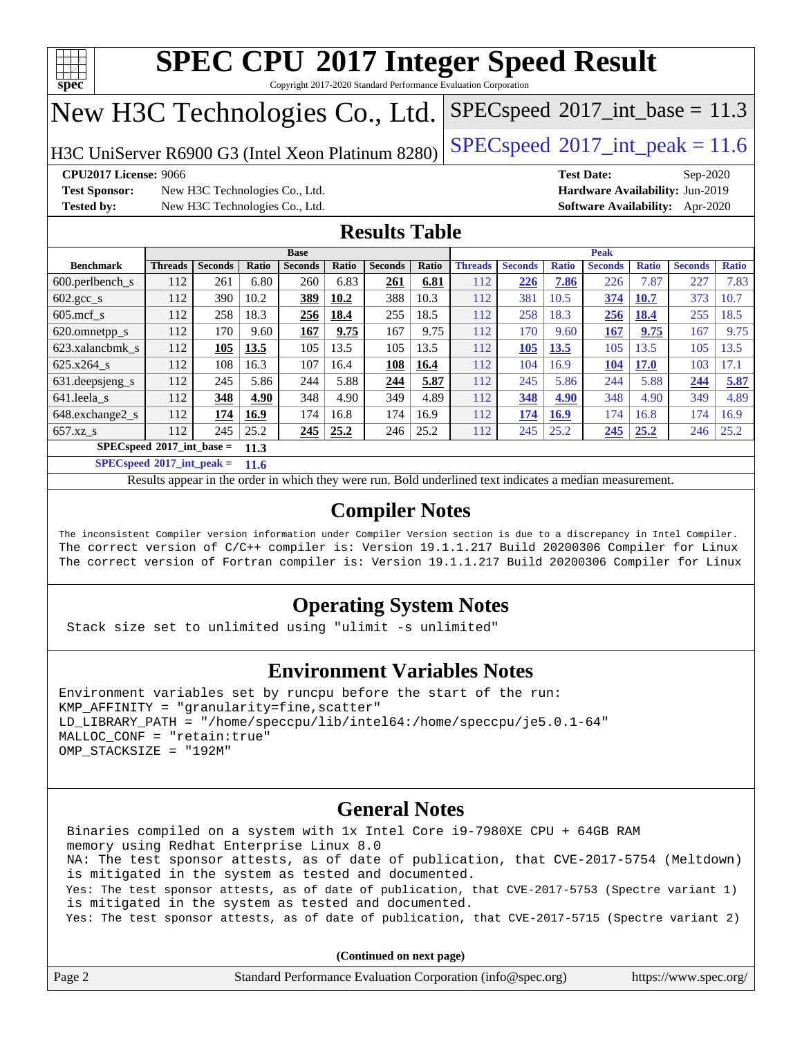# SPEC CPU 2017 Integer Speed Result

Copyright 2017-2020 Standard Performance Evaluation Corporation

# New H3C Technologies Co., Ltd.

H3C UniServer R6900 G3 (Intel Xeon Platinum 8280)

SPECspeed 2017_int_base = 11.3

SPECspeed 2017_int_peak = 11.6

**CPU2017 License:** 9066
**Test Sponsor:** New H3C Technologies Co., Ltd.
**Tested by:** New H3C Technologies Co., Ltd.

**Test Date:** Sep-2020
**Hardware Availability:** Jun-2019
**Software Availability:** Apr-2020

## Results Table

| Benchmark | Base | | | | | | | Peak | | | | | | |
|---|---|---|---|---|---|---|---|---|---|---|---|---|---|---|
| | Threads | Seconds | Ratio | Seconds | Ratio | Seconds | Ratio | Threads | Seconds | Ratio | Seconds | Ratio | Seconds | Ratio |
| 600.perlbench_s | 112 | 261 | 6.80 | 260 | 6.83 | **261** | **6.81** | 112 | **226** | **7.86** | 226 | 7.87 | 227 | 7.83 |
| 602.gcc_s | 112 | 390 | 10.2 | **389** | **10.2** | 388 | 10.3 | 112 | 381 | 10.5 | **374** | **10.7** | 373 | 10.7 |
| 605.mcf_s | 112 | 258 | 18.3 | **256** | **18.4** | 255 | 18.5 | 112 | 258 | 18.3 | **256** | **18.4** | 255 | 18.5 |
| 620.omnetpp_s | 112 | 170 | 9.60 | **167** | **9.75** | 167 | 9.75 | 112 | 170 | 9.60 | **167** | **9.75** | 167 | 9.75 |
| 623.xalancbmk_s | 112 | **105** | **13.5** | 105 | 13.5 | 105 | 13.5 | 112 | **105** | **13.5** | 105 | 13.5 | 105 | 13.5 |
| 625.x264_s | 112 | 108 | 16.3 | 107 | 16.4 | **108** | **16.4** | 112 | 104 | 16.9 | **104** | **17.0** | 103 | 17.1 |
| 631.deepsjeng_s | 112 | 245 | 5.86 | 244 | 5.88 | **244** | **5.87** | 112 | 245 | 5.86 | 244 | 5.88 | **244** | **5.87** |
| 641.leela_s | 112 | **348** | **4.90** | 348 | 4.90 | 349 | 4.89 | 112 | **348** | **4.90** | 348 | 4.90 | 349 | 4.89 |
| 648.exchange2_s | 112 | **174** | **16.9** | 174 | 16.8 | 174 | 16.9 | 112 | **174** | **16.9** | 174 | 16.8 | 174 | 16.9 |
| 657.xz_s | 112 | 245 | 25.2 | **245** | **25.2** | 246 | 25.2 | 112 | 245 | 25.2 | **245** | **25.2** | 246 | 25.2 |

**SPECspeed 2017_int_base = 11.3**

**SPECspeed 2017_int_peak = 11.6**

Results appear in the order in which they were run. Bold underlined text indicates a median measurement.

## Compiler Notes

```
The inconsistent Compiler version information under Compiler Version section is due to a discrepancy in Intel Compiler.
The correct version of C/C++ compiler is: Version 19.1.1.217 Build 20200306 Compiler for Linux
The correct version of Fortran compiler is: Version 19.1.1.217 Build 20200306 Compiler for Linux
```

## Operating System Notes

```
Stack size set to unlimited using "ulimit -s unlimited"
```

## Environment Variables Notes

```
Environment variables set by runcpu before the start of the run:
KMP_AFFINITY = "granularity=fine,scatter"
LD_LIBRARY_PATH = "/home/speccpu/lib/intel64:/home/speccpu/je5.0.1-64"
MALLOC_CONF = "retain:true"
OMP_STACKSIZE = "192M"
```

## General Notes

```
Binaries compiled on a system with 1x Intel Core i9-7980XE CPU + 64GB RAM
memory using Redhat Enterprise Linux 8.0
NA: The test sponsor attests, as of date of publication, that CVE-2017-5754 (Meltdown)
is mitigated in the system as tested and documented.
Yes: The test sponsor attests, as of date of publication, that CVE-2017-5753 (Spectre variant 1)
is mitigated in the system as tested and documented.
Yes: The test sponsor attests, as of date of publication, that CVE-2017-5715 (Spectre variant 2)
```

**(Continued on next page)**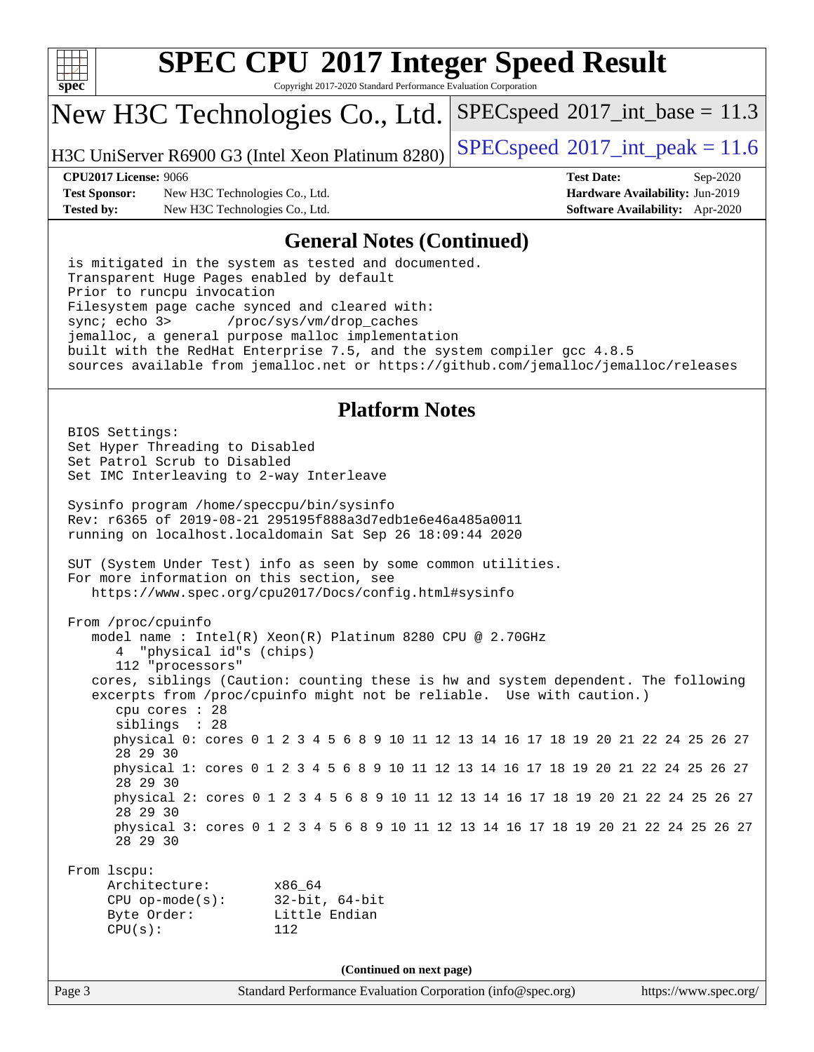## General Notes (Continued)

```
is mitigated in the system as tested and documented.
Transparent Huge Pages enabled by default
Prior to runcpu invocation
Filesystem page cache synced and cleared with:
sync; echo 3>       /proc/sys/vm/drop_caches
jemalloc, a general purpose malloc implementation
built with the RedHat Enterprise 7.5, and the system compiler gcc 4.8.5
sources available from jemalloc.net or https://github.com/jemalloc/jemalloc/releases
```

## Platform Notes

```
BIOS Settings:
Set Hyper Threading to Disabled
Set Patrol Scrub to Disabled
Set IMC Interleaving to 2-way Interleave

Sysinfo program /home/speccpu/bin/sysinfo
Rev: r6365 of 2019-08-21 295195f888a3d7edb1e6e46a485a0011
running on localhost.localdomain Sat Sep 26 18:09:44 2020

SUT (System Under Test) info as seen by some common utilities.
For more information on this section, see
   https://www.spec.org/cpu2017/Docs/config.html#sysinfo

From /proc/cpuinfo
   model name : Intel(R) Xeon(R) Platinum 8280 CPU @ 2.70GHz
      4  "physical id"s (chips)
      112 "processors"
   cores, siblings (Caution: counting these is hw and system dependent. The following
   excerpts from /proc/cpuinfo might not be reliable.  Use with caution.)
      cpu cores : 28
      siblings  : 28
      physical 0: cores 0 1 2 3 4 5 6 8 9 10 11 12 13 14 16 17 18 19 20 21 22 24 25 26 27
      28 29 30
      physical 1: cores 0 1 2 3 4 5 6 8 9 10 11 12 13 14 16 17 18 19 20 21 22 24 25 26 27
      28 29 30
      physical 2: cores 0 1 2 3 4 5 6 8 9 10 11 12 13 14 16 17 18 19 20 21 22 24 25 26 27
      28 29 30
      physical 3: cores 0 1 2 3 4 5 6 8 9 10 11 12 13 14 16 17 18 19 20 21 22 24 25 26 27
      28 29 30

From lscpu:
     Architecture:          x86_64
     CPU op-mode(s):        32-bit, 64-bit
     Byte Order:            Little Endian
     CPU(s):                112
```

(Continued on next page)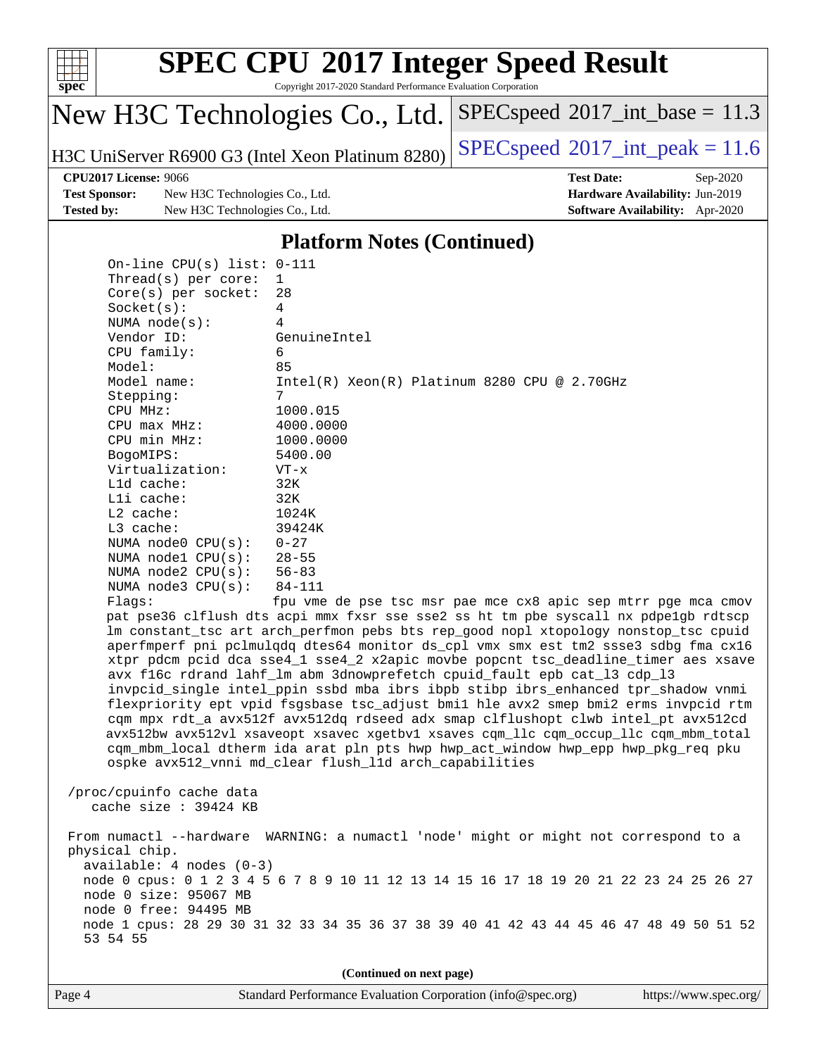# SPEC CPU 2017 Integer Speed Result

Copyright 2017-2020 Standard Performance Evaluation Corporation

**New H3C Technologies Co., Ltd.**

**H3C UniServer R6900 G3 (Intel Xeon Platinum 8280)**

SPECspeed 2017_int_base = 11.3

SPECspeed 2017_int_peak = 11.6

**CPU2017 License:** 9066
**Test Sponsor:** New H3C Technologies Co., Ltd.
**Tested by:** New H3C Technologies Co., Ltd.

**Test Date:** Sep-2020
**Hardware Availability:** Jun-2019
**Software Availability:** Apr-2020

## Platform Notes (Continued)

```
On-line CPU(s) list: 0-111
Thread(s) per core:  1
Core(s) per socket:  28
Socket(s):           4
NUMA node(s):        4
Vendor ID:           GenuineIntel
CPU family:          6
Model:               85
Model name:          Intel(R) Xeon(R) Platinum 8280 CPU @ 2.70GHz
Stepping:            7
CPU MHz:             1000.015
CPU max MHz:         4000.0000
CPU min MHz:         1000.0000
BogoMIPS:            5400.00
Virtualization:      VT-x
L1d cache:           32K
L1i cache:           32K
L2 cache:            1024K
L3 cache:            39424K
NUMA node0 CPU(s):   0-27
NUMA node1 CPU(s):   28-55
NUMA node2 CPU(s):   56-83
NUMA node3 CPU(s):   84-111
Flags:               fpu vme de pse tsc msr pae mce cx8 apic sep mtrr pge mca cmov
pat pse36 clflush dts acpi mmx fxsr sse sse2 ss ht tm pbe syscall nx pdpe1gb rdtscp
lm constant_tsc art arch_perfmon pebs bts rep_good nopl xtopology nonstop_tsc cpuid
aperfmperf pni pclmulqdq dtes64 monitor ds_cpl vmx smx est tm2 ssse3 sdbg fma cx16
xtpr pdcm pcid dca sse4_1 sse4_2 x2apic movbe popcnt tsc_deadline_timer aes xsave
avx f16c rdrand lahf_lm abm 3dnowprefetch cpuid_fault epb cat_l3 cdp_l3
invpcid_single intel_ppin ssbd mba ibrs ibpb stibp ibrs_enhanced tpr_shadow vnmi
flexpriority ept vpid fsgsbase tsc_adjust bmi1 hle avx2 smep bmi2 erms invpcid rtm
cqm mpx rdt_a avx512f avx512dq rdseed adx smap clflushopt clwb intel_pt avx512cd
avx512bw avx512vl xsaveopt xsavec xgetbv1 xsaves cqm_llc cqm_occup_llc cqm_mbm_total
cqm_mbm_local dtherm ida arat pln pts hwp hwp_act_window hwp_epp hwp_pkg_req pku
ospke avx512_vnni md_clear flush_l1d arch_capabilities

/proc/cpuinfo cache data
   cache size : 39424 KB

From numactl --hardware  WARNING: a numactl 'node' might or might not correspond to a
physical chip.
  available: 4 nodes (0-3)
  node 0 cpus: 0 1 2 3 4 5 6 7 8 9 10 11 12 13 14 15 16 17 18 19 20 21 22 23 24 25 26 27
  node 0 size: 95067 MB
  node 0 free: 94495 MB
  node 1 cpus: 28 29 30 31 32 33 34 35 36 37 38 39 40 41 42 43 44 45 46 47 48 49 50 51 52
  53 54 55
```

**(Continued on next page)**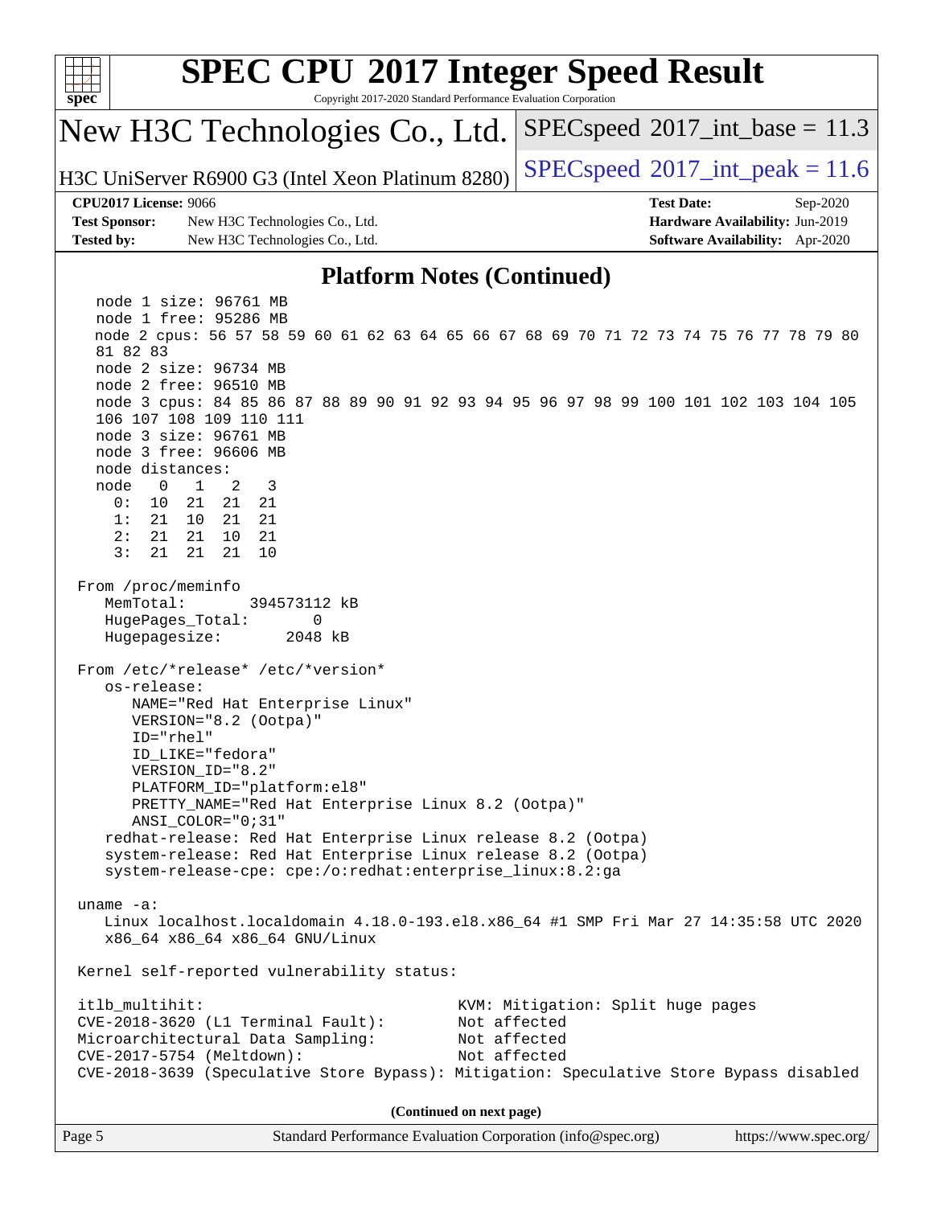## Platform Notes (Continued)

```
   node 1 size: 96761 MB
   node 1 free: 95286 MB
   node 2 cpus: 56 57 58 59 60 61 62 63 64 65 66 67 68 69 70 71 72 73 74 75 76 77 78 79 80
   81 82 83
   node 2 size: 96734 MB
   node 2 free: 96510 MB
   node 3 cpus: 84 85 86 87 88 89 90 91 92 93 94 95 96 97 98 99 100 101 102 103 104 105
   106 107 108 109 110 111
   node 3 size: 96761 MB
   node 3 free: 96606 MB
   node distances:
   node   0   1   2   3
     0:  10  21  21  21
     1:  21  10  21  21
     2:  21  21  10  21
     3:  21  21  21  10

 From /proc/meminfo
    MemTotal:       394573112 kB
    HugePages_Total:       0
    Hugepagesize:       2048 kB

 From /etc/*release* /etc/*version*
    os-release:
       NAME="Red Hat Enterprise Linux"
       VERSION="8.2 (Ootpa)"
       ID="rhel"
       ID_LIKE="fedora"
       VERSION_ID="8.2"
       PLATFORM_ID="platform:el8"
       PRETTY_NAME="Red Hat Enterprise Linux 8.2 (Ootpa)"
       ANSI_COLOR="0;31"
    redhat-release: Red Hat Enterprise Linux release 8.2 (Ootpa)
    system-release: Red Hat Enterprise Linux release 8.2 (Ootpa)
    system-release-cpe: cpe:/o:redhat:enterprise_linux:8.2:ga

 uname -a:
    Linux localhost.localdomain 4.18.0-193.el8.x86_64 #1 SMP Fri Mar 27 14:35:58 UTC 2020
    x86_64 x86_64 x86_64 GNU/Linux

 Kernel self-reported vulnerability status:

 itlb_multihit:                                   KVM: Mitigation: Split huge pages
 CVE-2018-3620 (L1 Terminal Fault):               Not affected
 Microarchitectural Data Sampling:                Not affected
 CVE-2017-5754 (Meltdown):                        Not affected
 CVE-2018-3639 (Speculative Store Bypass): Mitigation: Speculative Store Bypass disabled
```

**(Continued on next page)**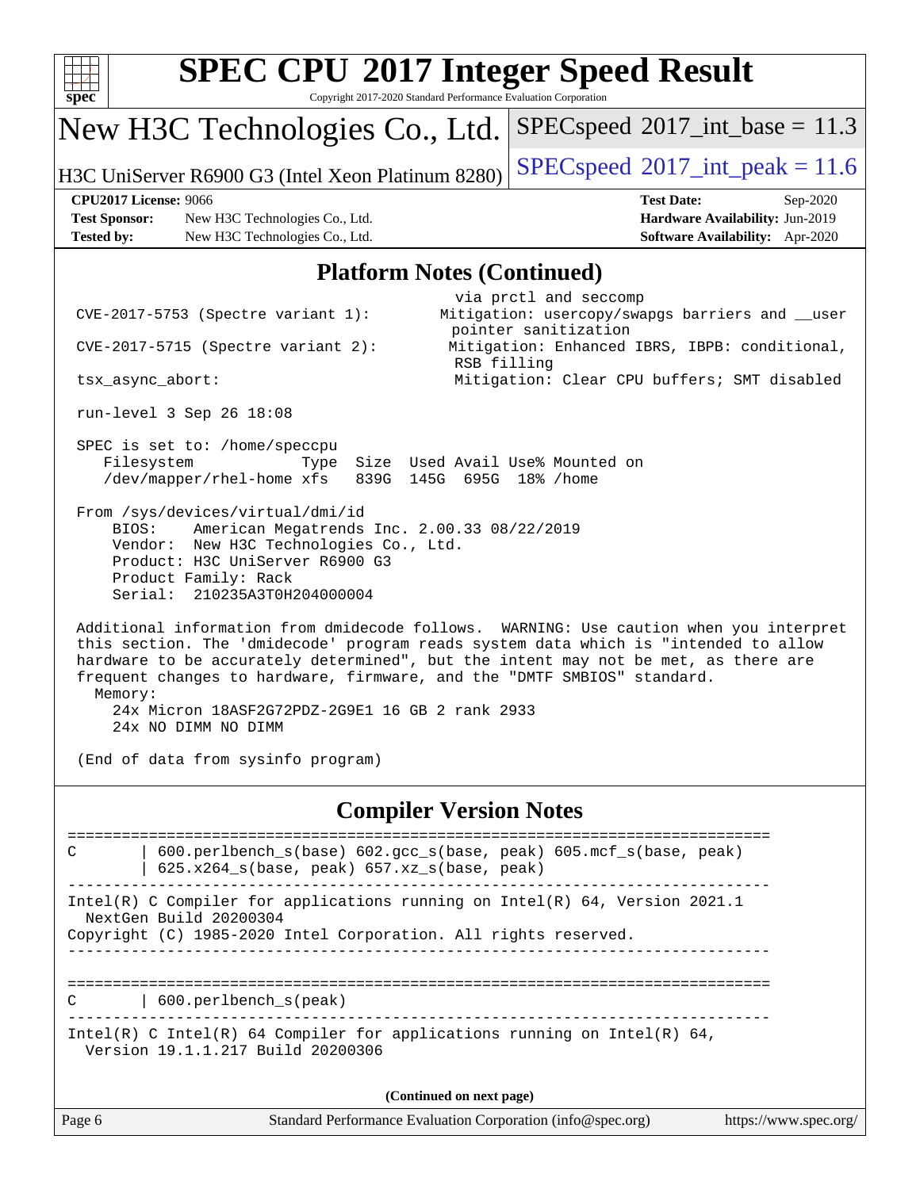# SPEC CPU 2017 Integer Speed Result

Copyright 2017-2020 Standard Performance Evaluation Corporation

**New H3C Technologies Co., Ltd.**

H3C UniServer R6900 G3 (Intel Xeon Platinum 8280)

SPECspeed 2017_int_base = 11.3

SPECspeed 2017_int_peak = 11.6

| | | | |
|---|---|---|---|
| **CPU2017 License:** 9066 | | **Test Date:** | Sep-2020 |
| **Test Sponsor:** | New H3C Technologies Co., Ltd. | **Hardware Availability:** | Jun-2019 |
| **Tested by:** | New H3C Technologies Co., Ltd. | **Software Availability:** | Apr-2020 |

## Platform Notes (Continued)

```
                                           via prctl and seccomp
 CVE-2017-5753 (Spectre variant 1):       Mitigation: usercopy/swapgs barriers and __user
                                           pointer sanitization
 CVE-2017-5715 (Spectre variant 2):        Mitigation: Enhanced IBRS, IBPB: conditional,
                                           RSB filling
 tsx_async_abort:                          Mitigation: Clear CPU buffers; SMT disabled

 run-level 3 Sep 26 18:08

 SPEC is set to: /home/speccpu
    Filesystem             Type  Size  Used Avail Use% Mounted on
    /dev/mapper/rhel-home xfs   839G  145G  695G  18% /home

 From /sys/devices/virtual/dmi/id
     BIOS:    American Megatrends Inc. 2.00.33 08/22/2019
     Vendor:  New H3C Technologies Co., Ltd.
     Product: H3C UniServer R6900 G3
     Product Family: Rack
     Serial:  210235A3T0H204000004

 Additional information from dmidecode follows.  WARNING: Use caution when you interpret
 this section. The 'dmidecode' program reads system data which is "intended to allow
 hardware to be accurately determined", but the intent may not be met, as there are
 frequent changes to hardware, firmware, and the "DMTF SMBIOS" standard.
   Memory:
     24x Micron 18ASF2G72PDZ-2G9E1 16 GB 2 rank 2933
     24x NO DIMM NO DIMM

 (End of data from sysinfo program)
```

## Compiler Version Notes

```
==============================================================================
C       | 600.perlbench_s(base) 602.gcc_s(base, peak) 605.mcf_s(base, peak)
        | 625.x264_s(base, peak) 657.xz_s(base, peak)
------------------------------------------------------------------------------
Intel(R) C Compiler for applications running on Intel(R) 64, Version 2021.1
  NextGen Build 20200304
Copyright (C) 1985-2020 Intel Corporation. All rights reserved.
------------------------------------------------------------------------------

==============================================================================
C       | 600.perlbench_s(peak)
------------------------------------------------------------------------------
Intel(R) C Intel(R) 64 Compiler for applications running on Intel(R) 64,
  Version 19.1.1.217 Build 20200306
```

(Continued on next page)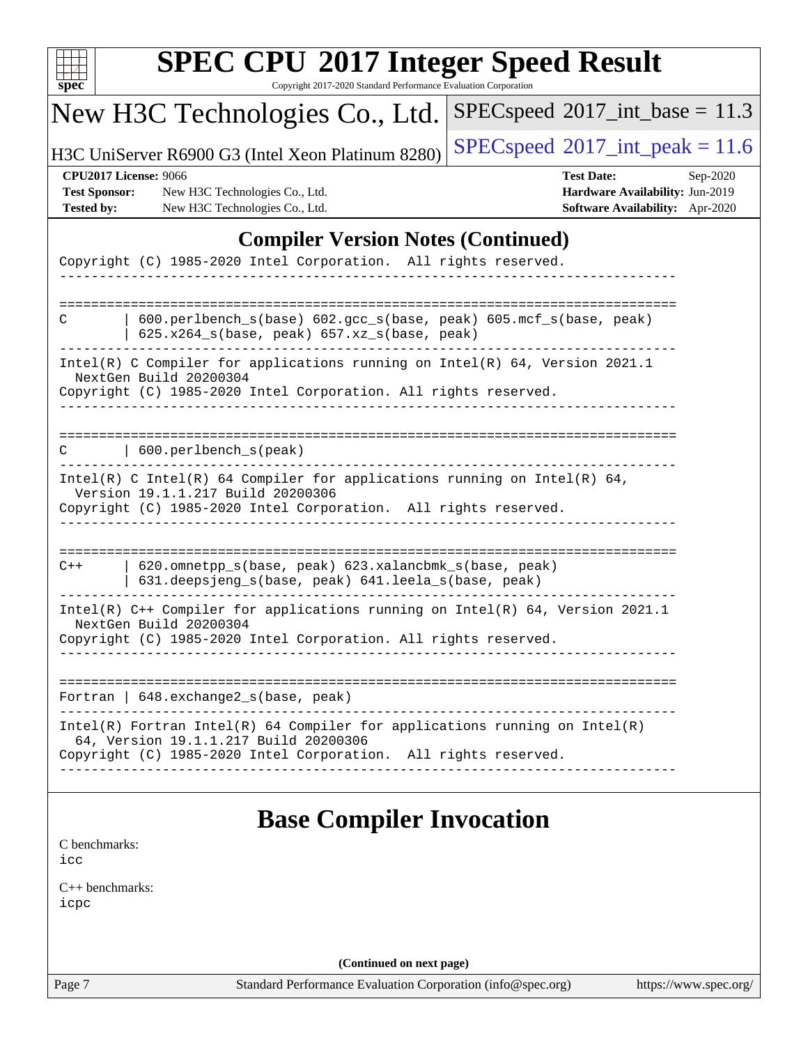## Compiler Version Notes (Continued)

```
Copyright (C) 1985-2020 Intel Corporation.  All rights reserved.
------------------------------------------------------------------------------

==============================================================================
C       | 600.perlbench_s(base) 602.gcc_s(base, peak) 605.mcf_s(base, peak)
        | 625.x264_s(base, peak) 657.xz_s(base, peak)
------------------------------------------------------------------------------
Intel(R) C Compiler for applications running on Intel(R) 64, Version 2021.1
  NextGen Build 20200304
Copyright (C) 1985-2020 Intel Corporation. All rights reserved.
------------------------------------------------------------------------------

==============================================================================
C       | 600.perlbench_s(peak)
------------------------------------------------------------------------------
Intel(R) C Intel(R) 64 Compiler for applications running on Intel(R) 64,
  Version 19.1.1.217 Build 20200306
Copyright (C) 1985-2020 Intel Corporation.  All rights reserved.
------------------------------------------------------------------------------

==============================================================================
C++     | 620.omnetpp_s(base, peak) 623.xalancbmk_s(base, peak)
        | 631.deepsjeng_s(base, peak) 641.leela_s(base, peak)
------------------------------------------------------------------------------
Intel(R) C++ Compiler for applications running on Intel(R) 64, Version 2021.1
  NextGen Build 20200304
Copyright (C) 1985-2020 Intel Corporation. All rights reserved.
------------------------------------------------------------------------------

==============================================================================
Fortran | 648.exchange2_s(base, peak)
------------------------------------------------------------------------------
Intel(R) Fortran Intel(R) 64 Compiler for applications running on Intel(R)
  64, Version 19.1.1.217 Build 20200306
Copyright (C) 1985-2020 Intel Corporation.  All rights reserved.
------------------------------------------------------------------------------
```

## Base Compiler Invocation

C benchmarks:
icc

C++ benchmarks:
icpc

(Continued on next page)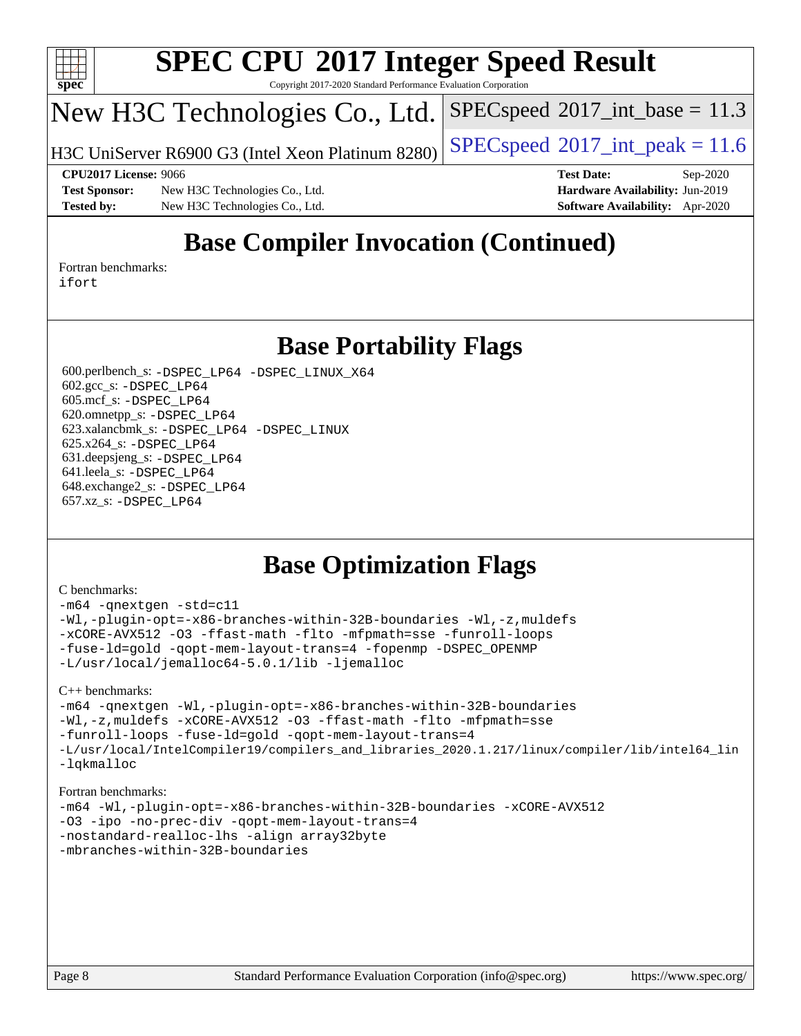# SPEC CPU 2017 Integer Speed Result

Copyright 2017-2020 Standard Performance Evaluation Corporation

## New H3C Technologies Co., Ltd.

H3C UniServer R6900 G3 (Intel Xeon Platinum 8280)

SPECspeed 2017_int_base = 11.3

SPECspeed 2017_int_peak = 11.6

**CPU2017 License:** 9066
**Test Sponsor:** New H3C Technologies Co., Ltd.
**Tested by:** New H3C Technologies Co., Ltd.

**Test Date:** Sep-2020
**Hardware Availability:** Jun-2019
**Software Availability:** Apr-2020

## Base Compiler Invocation (Continued)

Fortran benchmarks:
ifort

## Base Portability Flags

600.perlbench_s: -DSPEC_LP64 -DSPEC_LINUX_X64
602.gcc_s: -DSPEC_LP64
605.mcf_s: -DSPEC_LP64
620.omnetpp_s: -DSPEC_LP64
623.xalancbmk_s: -DSPEC_LP64 -DSPEC_LINUX
625.x264_s: -DSPEC_LP64
631.deepsjeng_s: -DSPEC_LP64
641.leela_s: -DSPEC_LP64
648.exchange2_s: -DSPEC_LP64
657.xz_s: -DSPEC_LP64

## Base Optimization Flags

C benchmarks:

```
-m64 -qnextgen -std=c11
-Wl,-plugin-opt=-x86-branches-within-32B-boundaries -Wl,-z,muldefs
-xCORE-AVX512 -O3 -ffast-math -flto -mfpmath=sse -funroll-loops
-fuse-ld=gold -qopt-mem-layout-trans=4 -fopenmp -DSPEC_OPENMP
-L/usr/local/jemalloc64-5.0.1/lib -ljemalloc
```

C++ benchmarks:

```
-m64 -qnextgen -Wl,-plugin-opt=-x86-branches-within-32B-boundaries
-Wl,-z,muldefs -xCORE-AVX512 -O3 -ffast-math -flto -mfpmath=sse
-funroll-loops -fuse-ld=gold -qopt-mem-layout-trans=4
-L/usr/local/IntelCompiler19/compilers_and_libraries_2020.1.217/linux/compiler/lib/intel64_lin
-lqkmalloc
```

Fortran benchmarks:

```
-m64 -Wl,-plugin-opt=-x86-branches-within-32B-boundaries -xCORE-AVX512
-O3 -ipo -no-prec-div -qopt-mem-layout-trans=4
-nostandard-realloc-lhs -align array32byte
-mbranches-within-32B-boundaries
```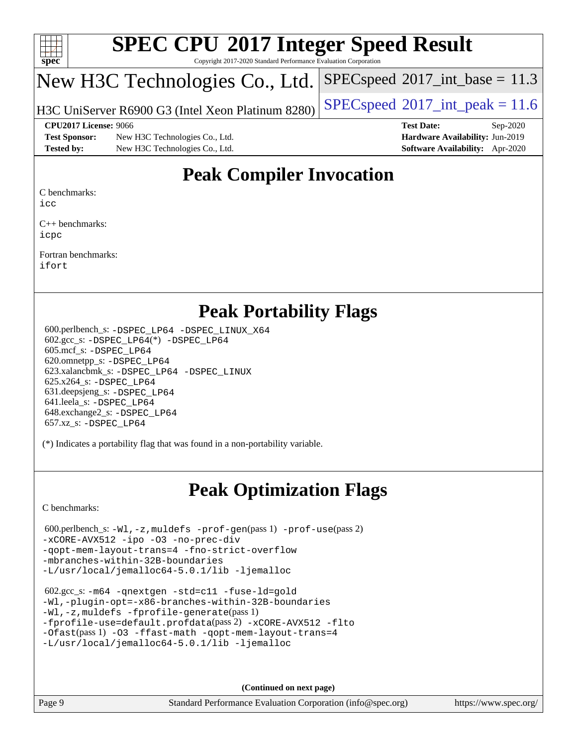# SPEC CPU 2017 Integer Speed Result

Copyright 2017-2020 Standard Performance Evaluation Corporation

## New H3C Technologies Co., Ltd.

H3C UniServer R6900 G3 (Intel Xeon Platinum 8280)

SPECspeed 2017_int_base = 11.3

SPECspeed 2017_int_peak = 11.6

**CPU2017 License:** 9066
**Test Sponsor:** New H3C Technologies Co., Ltd.
**Tested by:** New H3C Technologies Co., Ltd.
**Test Date:** Sep-2020
**Hardware Availability:** Jun-2019
**Software Availability:** Apr-2020

## Peak Compiler Invocation

C benchmarks:
icc

C++ benchmarks:
icpc

Fortran benchmarks:
ifort

## Peak Portability Flags

600.perlbench_s: -DSPEC_LP64 -DSPEC_LINUX_X64
602.gcc_s: -DSPEC_LP64(*) -DSPEC_LP64
605.mcf_s: -DSPEC_LP64
620.omnetpp_s: -DSPEC_LP64
623.xalancbmk_s: -DSPEC_LP64 -DSPEC_LINUX
625.x264_s: -DSPEC_LP64
631.deepsjeng_s: -DSPEC_LP64
641.leela_s: -DSPEC_LP64
648.exchange2_s: -DSPEC_LP64
657.xz_s: -DSPEC_LP64

(*) Indicates a portability flag that was found in a non-portability variable.

## Peak Optimization Flags

C benchmarks:

600.perlbench_s: -Wl,-z,muldefs -prof-gen(pass 1) -prof-use(pass 2) -xCORE-AVX512 -ipo -O3 -no-prec-div -qopt-mem-layout-trans=4 -fno-strict-overflow -mbranches-within-32B-boundaries -L/usr/local/jemalloc64-5.0.1/lib -ljemalloc

602.gcc_s: -m64 -qnextgen -std=c11 -fuse-ld=gold -Wl,-plugin-opt=-x86-branches-within-32B-boundaries -Wl,-z,muldefs -fprofile-generate(pass 1) -fprofile-use=default.profdata(pass 2) -xCORE-AVX512 -flto -Ofast(pass 1) -O3 -ffast-math -qopt-mem-layout-trans=4 -L/usr/local/jemalloc64-5.0.1/lib -ljemalloc

(Continued on next page)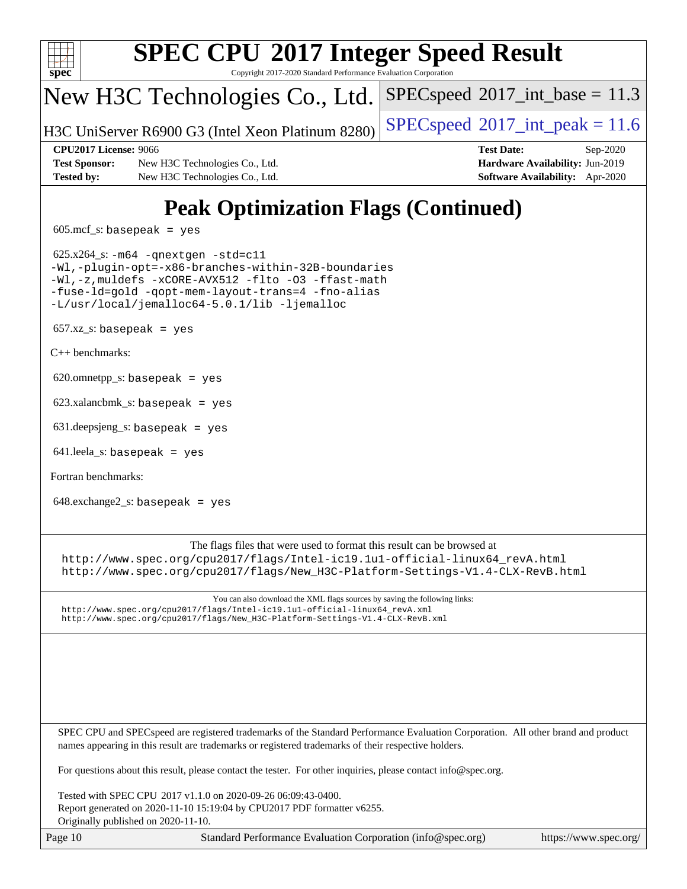# Peak Optimization Flags (Continued)

605.mcf_s: `basepeak = yes`

625.x264_s: `-m64 -qnextgen -std=c11 -Wl,-plugin-opt=-x86-branches-within-32B-boundaries -Wl,-z,muldefs -xCORE-AVX512 -flto -O3 -ffast-math -fuse-ld=gold -qopt-mem-layout-trans=4 -fno-alias -L/usr/local/jemalloc64-5.0.1/lib -ljemalloc`

657.xz_s: `basepeak = yes`

C++ benchmarks:

620.omnetpp_s: `basepeak = yes`

623.xalancbmk_s: `basepeak = yes`

631.deepsjeng_s: `basepeak = yes`

641.leela_s: `basepeak = yes`

Fortran benchmarks:

648.exchange2_s: `basepeak = yes`

The flags files that were used to format this result can be browsed at
http://www.spec.org/cpu2017/flags/Intel-ic19.1u1-official-linux64_revA.html
http://www.spec.org/cpu2017/flags/New_H3C-Platform-Settings-V1.4-CLX-RevB.html

You can also download the XML flags sources by saving the following links:
http://www.spec.org/cpu2017/flags/Intel-ic19.1u1-official-linux64_revA.xml
http://www.spec.org/cpu2017/flags/New_H3C-Platform-Settings-V1.4-CLX-RevB.xml

SPEC CPU and SPECspeed are registered trademarks of the Standard Performance Evaluation Corporation. All other brand and product names appearing in this result are trademarks or registered trademarks of their respective holders.

For questions about this result, please contact the tester. For other inquiries, please contact info@spec.org.

Tested with SPEC CPU 2017 v1.1.0 on 2020-09-26 06:09:43-0400.
Report generated on 2020-11-10 15:19:04 by CPU2017 PDF formatter v6255.
Originally published on 2020-11-10.